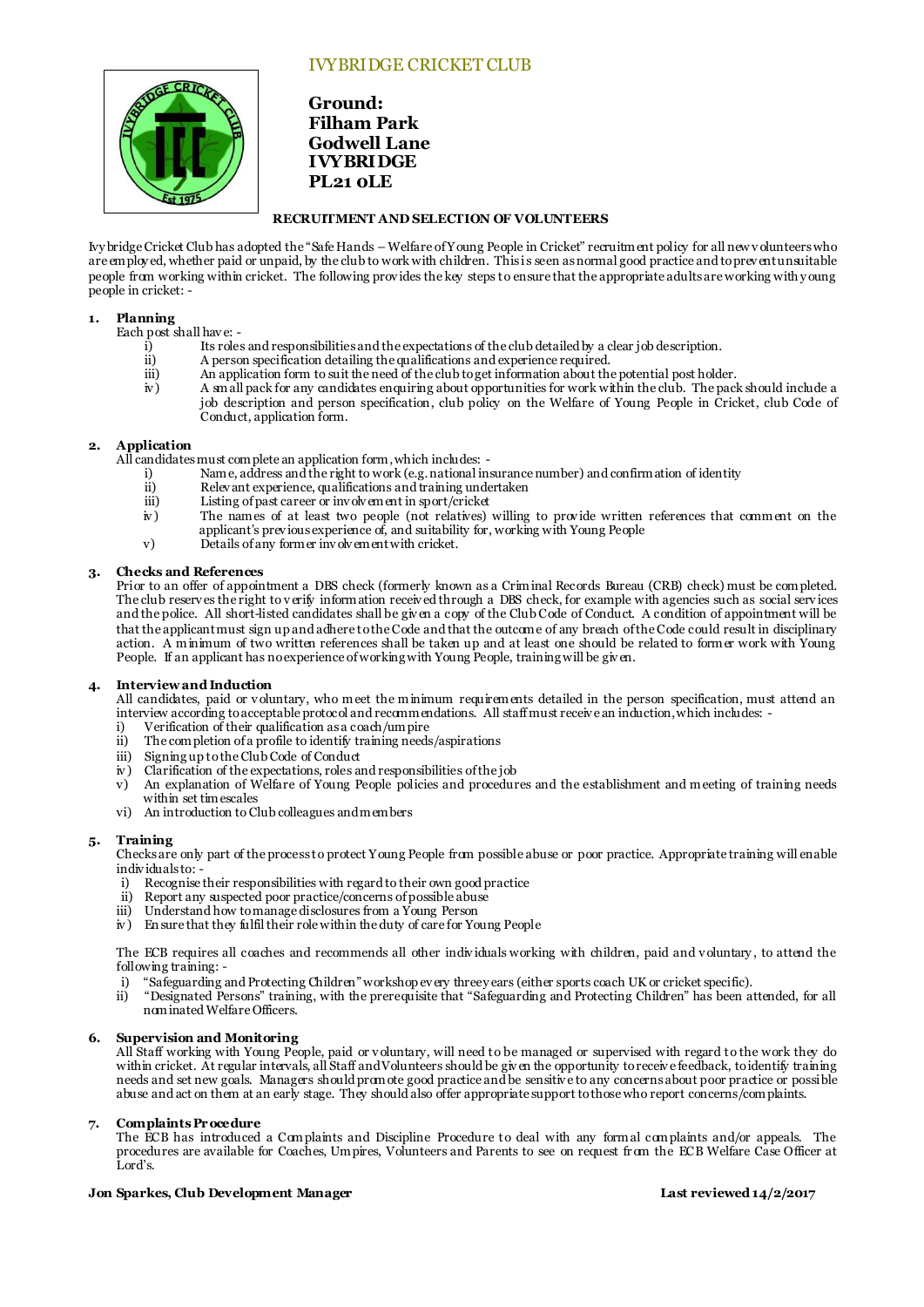# IVYBRIDGE CRICKET CLUB

**Ground:**
**Filham Park**
**Godwell Lane**
**IVYBRIDGE**
**PL21 0LE**

## RECRUITMENT AND SELECTION OF VOLUNTEERS

Ivybridge Cricket Club has adopted the "Safe Hands – Welfare of Young People in Cricket" recruitment policy for all new volunteers who are employed, whether paid or unpaid, by the club to work with children. This is seen as normal good practice and to prevent unsuitable people from working within cricket. The following provides the key steps to ensure that the appropriate adults are working with young people in cricket: -

### 1. Planning

Each post shall have: -

- i) Its roles and responsibilities and the expectations of the club detailed by a clear job description.
- ii) A person specification detailing the qualifications and experience required.
- iii) An application form to suit the need of the club to get information about the potential post holder.
- iv) A small pack for any candidates enquiring about opportunities for work within the club. The pack should include a job description and person specification, club policy on the Welfare of Young People in Cricket, club Code of Conduct, application form.

### 2. Application

All candidates must complete an application form, which includes: -

- i) Name, address and the right to work (e.g. national insurance number) and confirmation of identity
- ii) Relevant experience, qualifications and training undertaken
- iii) Listing of past career or involvement in sport/cricket
- iv) The names of at least two people (not relatives) willing to provide written references that comment on the applicant's previous experience of, and suitability for, working with Young People
- v) Details of any former involvement with cricket.

### 3. Checks and References

Prior to an offer of appointment a DBS check (formerly known as a Criminal Records Bureau (CRB) check) must be completed. The club reserves the right to verify information received through a DBS check, for example with agencies such as social services and the police. All short-listed candidates shall be given a copy of the Club Code of Conduct. A condition of appointment will be that the applicant must sign up and adhere to the Code and that the outcome of any breach of the Code could result in disciplinary action. A minimum of two written references shall be taken up and at least one should be related to former work with Young People. If an applicant has no experience of working with Young People, training will be given.

### 4. Interview and Induction

All candidates, paid or voluntary, who meet the minimum requirements detailed in the person specification, must attend an interview according to acceptable protocol and recommendations. All staff must receive an induction, which includes: -

- i) Verification of their qualification as a coach/umpire
- ii) The completion of a profile to identify training needs/aspirations
- iii) Signing up to the Club Code of Conduct
- iv) Clarification of the expectations, roles and responsibilities of the job
- v) An explanation of Welfare of Young People policies and procedures and the establishment and meeting of training needs within set timescales
- vi) An introduction to Club colleagues and members

### 5. Training

Checks are only part of the process to protect Young People from possible abuse or poor practice. Appropriate training will enable individuals to: -

- i) Recognise their responsibilities with regard to their own good practice
- ii) Report any suspected poor practice/concerns of possible abuse
- iii) Understand how to manage disclosures from a Young Person
- iv) Ensure that they fulfil their role within the duty of care for Young People

The ECB requires all coaches and recommends all other individuals working with children, paid and voluntary, to attend the following training: -

- i) "Safeguarding and Protecting Children" workshop every three years (either sports coach UK or cricket specific).
- ii) "Designated Persons" training, with the prerequisite that "Safeguarding and Protecting Children" has been attended, for all nominated Welfare Officers.

### 6. Supervision and Monitoring

All Staff working with Young People, paid or voluntary, will need to be managed or supervised with regard to the work they do within cricket. At regular intervals, all Staff and Volunteers should be given the opportunity to receive feedback, to identify training needs and set new goals. Managers should promote good practice and be sensitive to any concerns about poor practice or possible abuse and act on them at an early stage. They should also offer appropriate support to those who report concerns/complaints.

### 7. Complaints Procedure

The ECB has introduced a Complaints and Discipline Procedure to deal with any formal complaints and/or appeals. The procedures are available for Coaches, Umpires, Volunteers and Parents to see on request from the ECB Welfare Case Officer at Lord's.

**Jon Sparkes, Club Development Manager** **Last reviewed 14/2/2017**